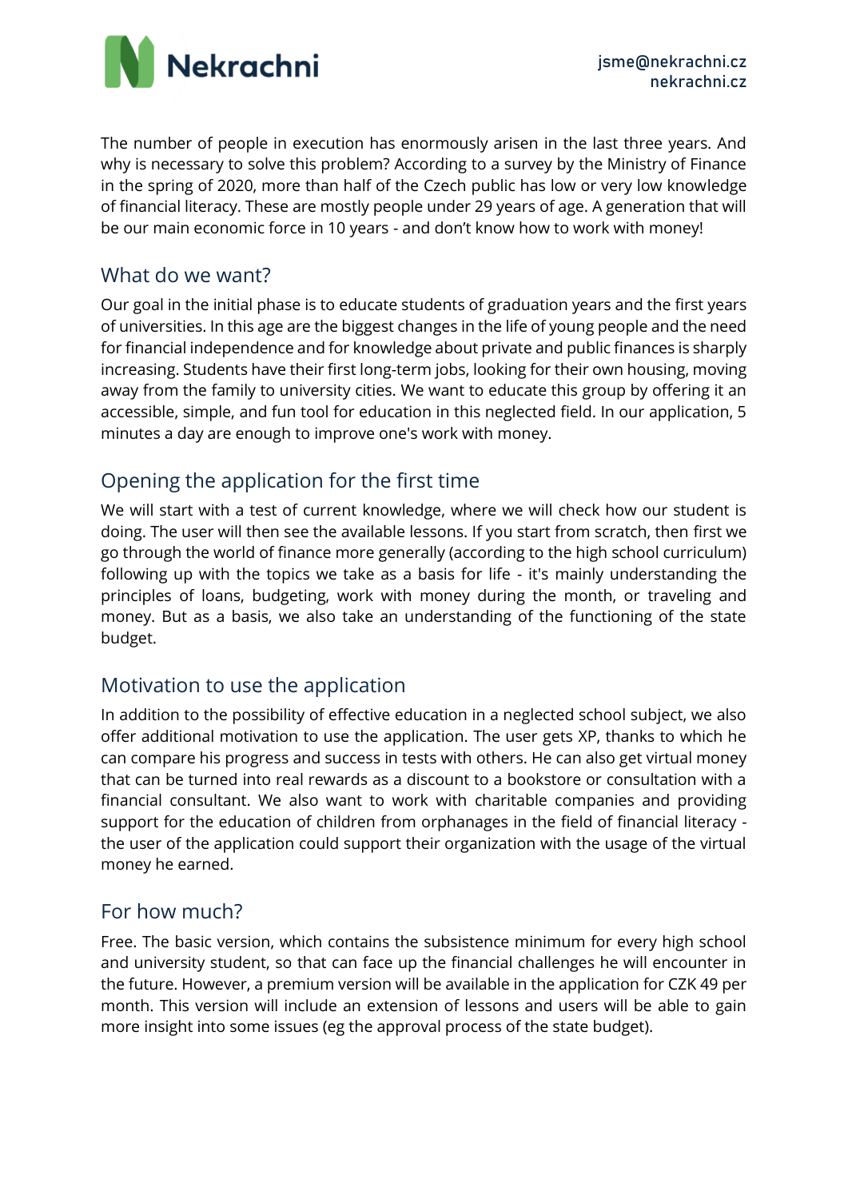The number of people in execution has enormously arisen in the last three years. And why is necessary to solve this problem? According to a survey by the Ministry of Finance in the spring of 2020, more than half of the Czech public has low or very low knowledge of financial literacy. These are mostly people under 29 years of age. A generation that will be our main economic force in 10 years - and don't know how to work with money!

## What do we want?

Our goal in the initial phase is to educate students of graduation years and the first years of universities. In this age are the biggest changes in the life of young people and the need for financial independence and for knowledge about private and public finances is sharply increasing. Students have their first long-term jobs, looking for their own housing, moving away from the family to university cities. We want to educate this group by offering it an accessible, simple, and fun tool for education in this neglected field. In our application, 5 minutes a day are enough to improve one's work with money.

## Opening the application for the first time

We will start with a test of current knowledge, where we will check how our student is doing. The user will then see the available lessons. If you start from scratch, then first we go through the world of finance more generally (according to the high school curriculum) following up with the topics we take as a basis for life - it's mainly understanding the principles of loans, budgeting, work with money during the month, or traveling and money. But as a basis, we also take an understanding of the functioning of the state budget.

## Motivation to use the application

In addition to the possibility of effective education in a neglected school subject, we also offer additional motivation to use the application. The user gets XP, thanks to which he can compare his progress and success in tests with others. He can also get virtual money that can be turned into real rewards as a discount to a bookstore or consultation with a financial consultant. We also want to work with charitable companies and providing support for the education of children from orphanages in the field of financial literacy - the user of the application could support their organization with the usage of the virtual money he earned.

## For how much?

Free. The basic version, which contains the subsistence minimum for every high school and university student, so that can face up the financial challenges he will encounter in the future. However, a premium version will be available in the application for CZK 49 per month. This version will include an extension of lessons and users will be able to gain more insight into some issues (eg the approval process of the state budget).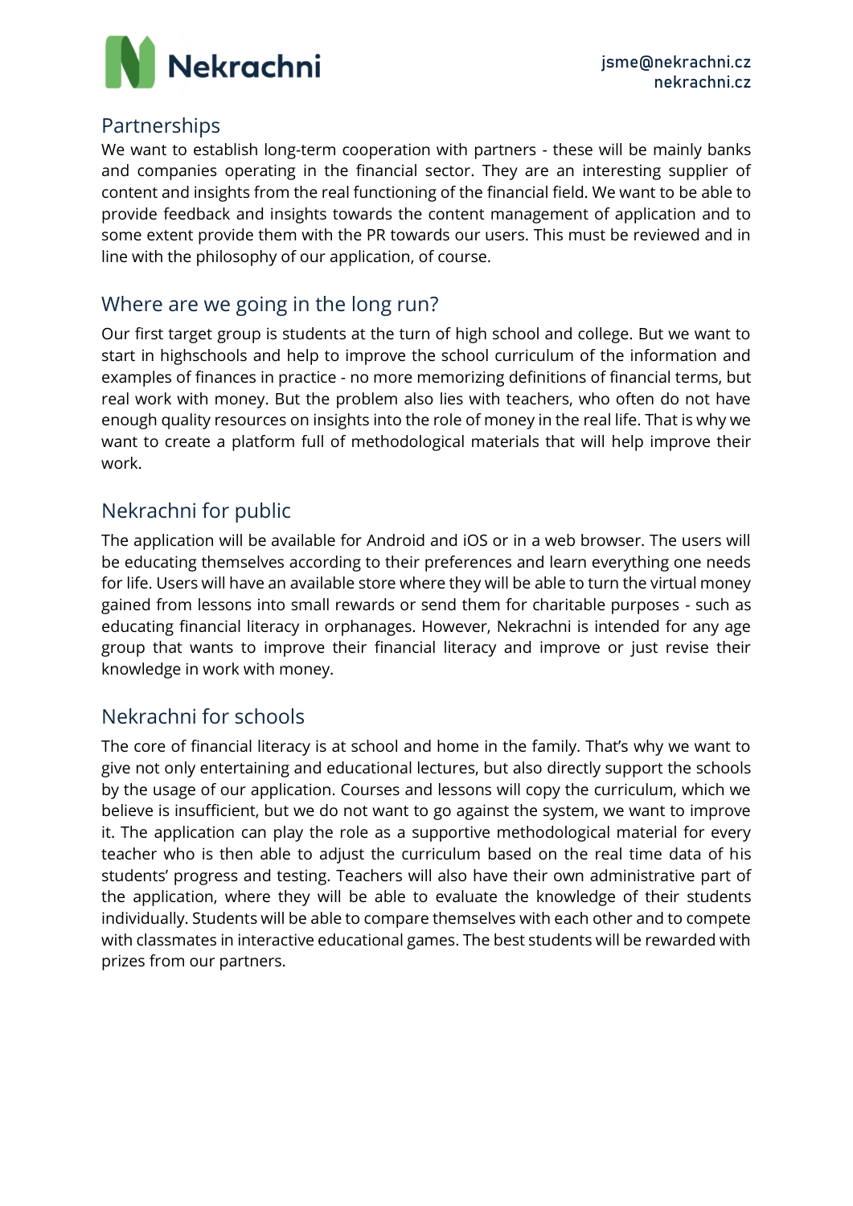## Partnerships

We want to establish long-term cooperation with partners - these will be mainly banks and companies operating in the financial sector. They are an interesting supplier of content and insights from the real functioning of the financial field. We want to be able to provide feedback and insights towards the content management of application and to some extent provide them with the PR towards our users. This must be reviewed and in line with the philosophy of our application, of course.

## Where are we going in the long run?

Our first target group is students at the turn of high school and college. But we want to start in highschools and help to improve the school curriculum of the information and examples of finances in practice - no more memorizing definitions of financial terms, but real work with money. But the problem also lies with teachers, who often do not have enough quality resources on insights into the role of money in the real life. That is why we want to create a platform full of methodological materials that will help improve their work.

## Nekrachni for public

The application will be available for Android and iOS or in a web browser. The users will be educating themselves according to their preferences and learn everything one needs for life. Users will have an available store where they will be able to turn the virtual money gained from lessons into small rewards or send them for charitable purposes - such as educating financial literacy in orphanages. However, Nekrachni is intended for any age group that wants to improve their financial literacy and improve or just revise their knowledge in work with money.

## Nekrachni for schools

The core of financial literacy is at school and home in the family. That's why we want to give not only entertaining and educational lectures, but also directly support the schools by the usage of our application. Courses and lessons will copy the curriculum, which we believe is insufficient, but we do not want to go against the system, we want to improve it. The application can play the role as a supportive methodological material for every teacher who is then able to adjust the curriculum based on the real time data of his students' progress and testing. Teachers will also have their own administrative part of the application, where they will be able to evaluate the knowledge of their students individually. Students will be able to compare themselves with each other and to compete with classmates in interactive educational games. The best students will be rewarded with prizes from our partners.